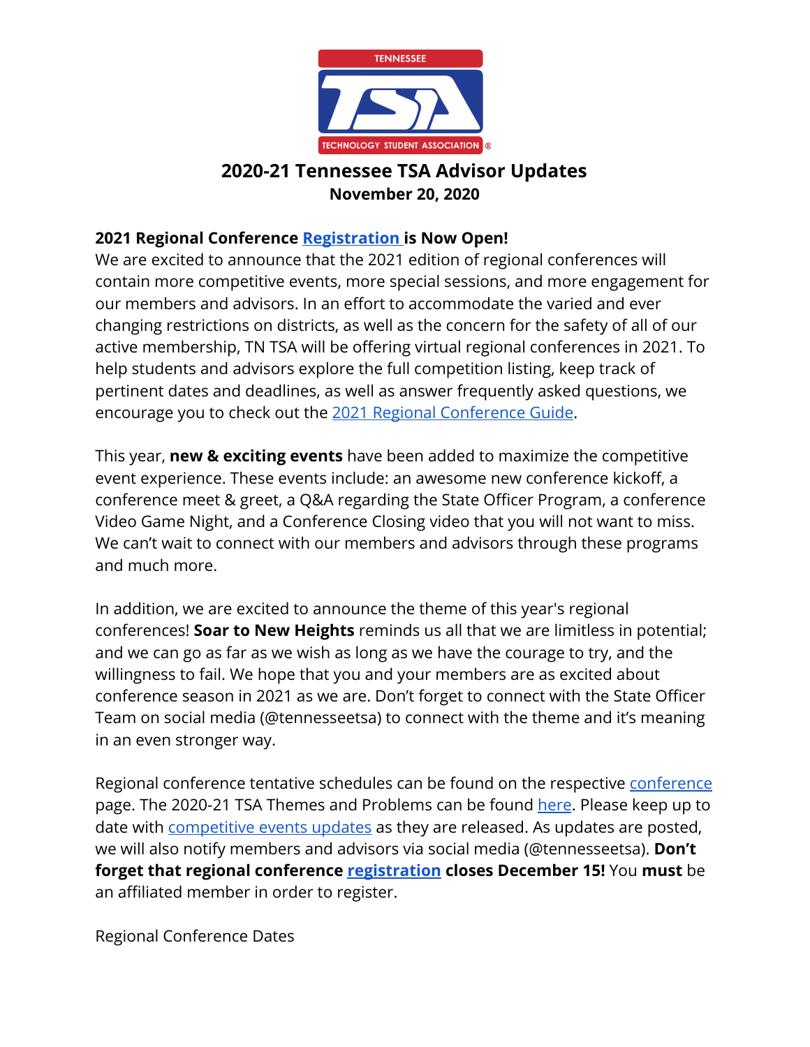# 2020-21 Tennessee TSA Advisor Updates

**November 20, 2020**

**2021 Regional Conference Registration is Now Open!**

We are excited to announce that the 2021 edition of regional conferences will contain more competitive events, more special sessions, and more engagement for our members and advisors. In an effort to accommodate the varied and ever changing restrictions on districts, as well as the concern for the safety of all of our active membership, TN TSA will be offering virtual regional conferences in 2021. To help students and advisors explore the full competition listing, keep track of pertinent dates and deadlines, as well as answer frequently asked questions, we encourage you to check out the 2021 Regional Conference Guide.

This year, **new & exciting events** have been added to maximize the competitive event experience. These events include: an awesome new conference kickoff, a conference meet & greet, a Q&A regarding the State Officer Program, a conference Video Game Night, and a Conference Closing video that you will not want to miss. We can't wait to connect with our members and advisors through these programs and much more.

In addition, we are excited to announce the theme of this year's regional conferences! **Soar to New Heights** reminds us all that we are limitless in potential; and we can go as far as we wish as long as we have the courage to try, and the willingness to fail. We hope that you and your members are as excited about conference season in 2021 as we are. Don't forget to connect with the State Officer Team on social media (@tennesseetsa) to connect with the theme and it's meaning in an even stronger way.

Regional conference tentative schedules can be found on the respective conference page. The 2020-21 TSA Themes and Problems can be found here. Please keep up to date with competitive events updates as they are released. As updates are posted, we will also notify members and advisors via social media (@tennesseetsa). **Don't forget that regional conference registration closes December 15!** You **must** be an affiliated member in order to register.

Regional Conference Dates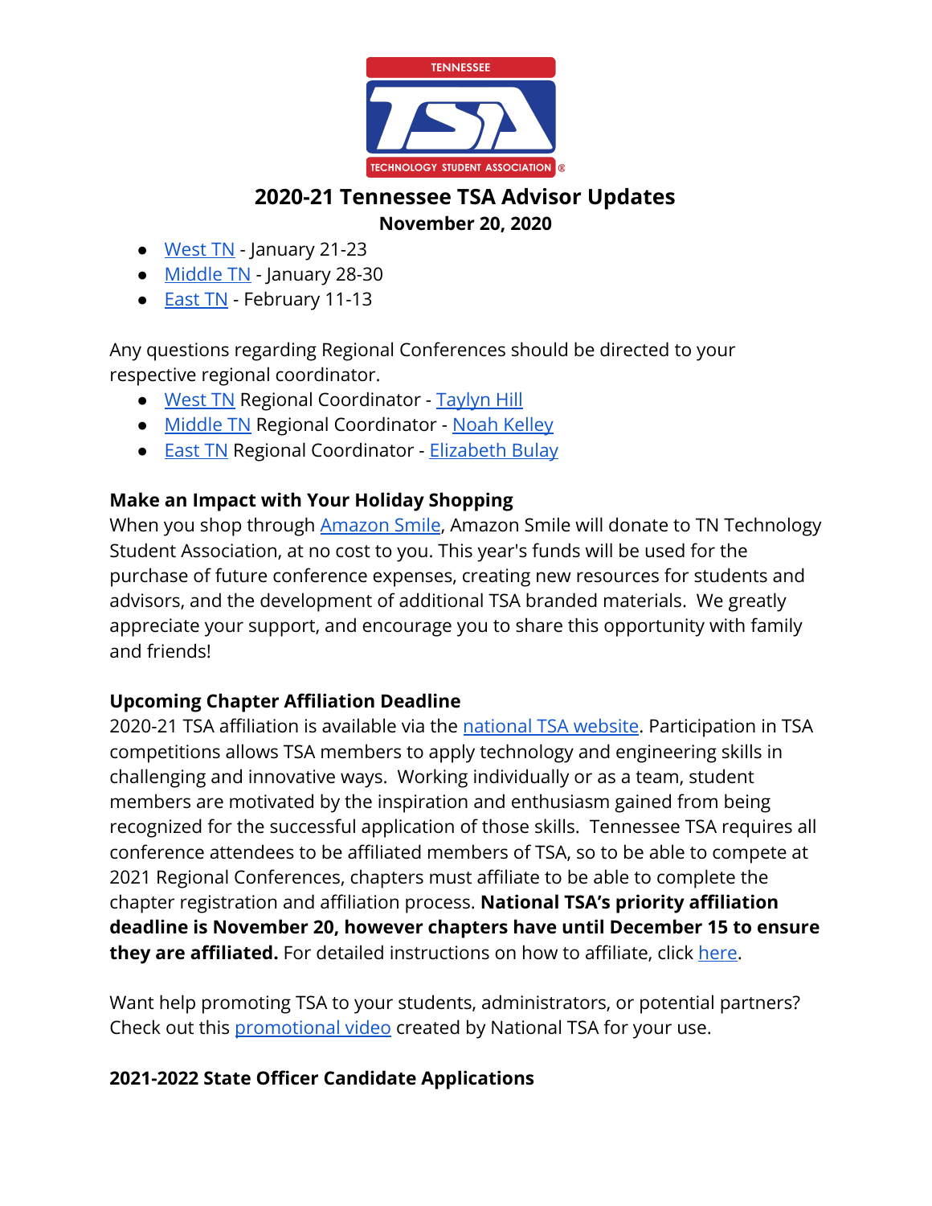## 2020-21 Tennessee TSA Advisor Updates

**November 20, 2020**

- West TN - January 21-23
- Middle TN - January 28-30
- East TN - February 11-13

Any questions regarding Regional Conferences should be directed to your respective regional coordinator.

- West TN Regional Coordinator - Taylyn Hill
- Middle TN Regional Coordinator - Noah Kelley
- East TN Regional Coordinator - Elizabeth Bulay

**Make an Impact with Your Holiday Shopping**

When you shop through Amazon Smile, Amazon Smile will donate to TN Technology Student Association, at no cost to you. This year's funds will be used for the purchase of future conference expenses, creating new resources for students and advisors, and the development of additional TSA branded materials. We greatly appreciate your support, and encourage you to share this opportunity with family and friends!

**Upcoming Chapter Affiliation Deadline**

2020-21 TSA affiliation is available via the national TSA website. Participation in TSA competitions allows TSA members to apply technology and engineering skills in challenging and innovative ways. Working individually or as a team, student members are motivated by the inspiration and enthusiasm gained from being recognized for the successful application of those skills. Tennessee TSA requires all conference attendees to be affiliated members of TSA, so to be able to compete at 2021 Regional Conferences, chapters must affiliate to be able to complete the chapter registration and affiliation process. **National TSA's priority affiliation deadline is November 20, however chapters have until December 15 to ensure they are affiliated.** For detailed instructions on how to affiliate, click here.

Want help promoting TSA to your students, administrators, or potential partners? Check out this promotional video created by National TSA for your use.

**2021-2022 State Officer Candidate Applications**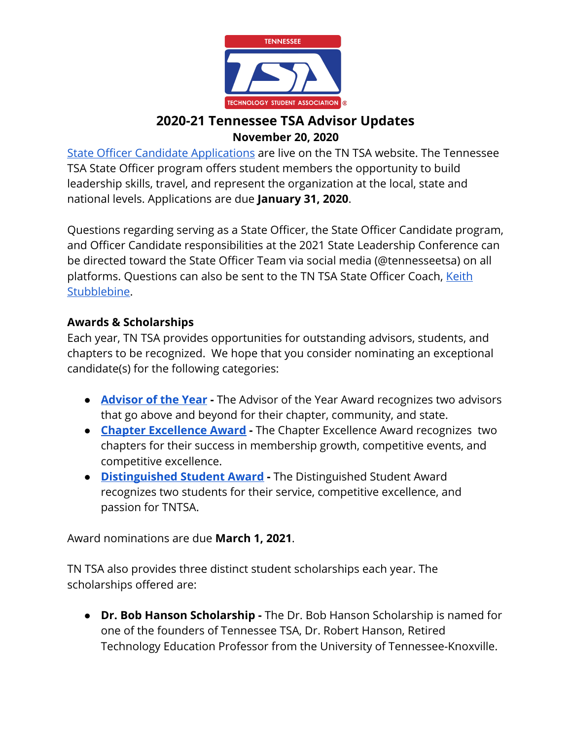# 2020-21 Tennessee TSA Advisor Updates

**November 20, 2020**

[State Officer Candidate Applications] are live on the TN TSA website. The Tennessee TSA State Officer program offers student members the opportunity to build leadership skills, travel, and represent the organization at the local, state and national levels. Applications are due **January 31, 2020**.

Questions regarding serving as a State Officer, the State Officer Candidate program, and Officer Candidate responsibilities at the 2021 State Leadership Conference can be directed toward the State Officer Team via social media (@tennesseetsa) on all platforms. Questions can also be sent to the TN TSA State Officer Coach, Keith Stubblebine.

### Awards & Scholarships

Each year, TN TSA provides opportunities for outstanding advisors, students, and chapters to be recognized. We hope that you consider nominating an exceptional candidate(s) for the following categories:

- **Advisor of the Year** - The Advisor of the Year Award recognizes two advisors that go above and beyond for their chapter, community, and state.
- **Chapter Excellence Award** - The Chapter Excellence Award recognizes two chapters for their success in membership growth, competitive events, and competitive excellence.
- **Distinguished Student Award** - The Distinguished Student Award recognizes two students for their service, competitive excellence, and passion for TNTSA.

Award nominations are due **March 1, 2021**.

TN TSA also provides three distinct student scholarships each year. The scholarships offered are:

- **Dr. Bob Hanson Scholarship** - The Dr. Bob Hanson Scholarship is named for one of the founders of Tennessee TSA, Dr. Robert Hanson, Retired Technology Education Professor from the University of Tennessee-Knoxville.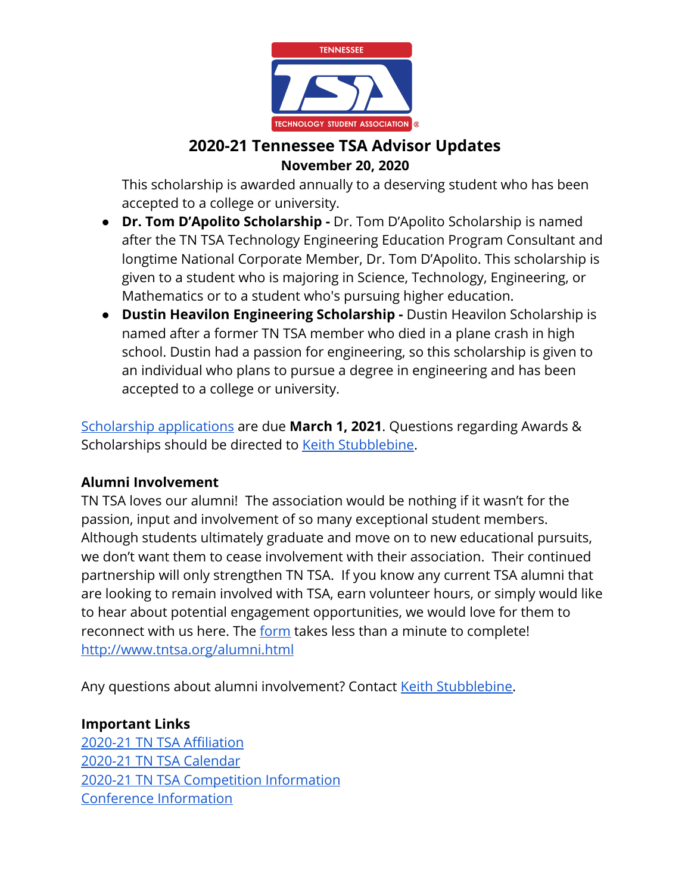This scholarship is awarded annually to a deserving student who has been accepted to a college or university.

- **Dr. Tom D'Apolito Scholarship -** Dr. Tom D'Apolito Scholarship is named after the TN TSA Technology Engineering Education Program Consultant and longtime National Corporate Member, Dr. Tom D'Apolito. This scholarship is given to a student who is majoring in Science, Technology, Engineering, or Mathematics or to a student who's pursuing higher education.
- **Dustin Heavilon Engineering Scholarship -** Dustin Heavilon Scholarship is named after a former TN TSA member who died in a plane crash in high school. Dustin had a passion for engineering, so this scholarship is given to an individual who plans to pursue a degree in engineering and has been accepted to a college or university.

Scholarship applications are due **March 1, 2021**. Questions regarding Awards & Scholarships should be directed to Keith Stubblebine.

**Alumni Involvement**

TN TSA loves our alumni! The association would be nothing if it wasn't for the passion, input and involvement of so many exceptional student members. Although students ultimately graduate and move on to new educational pursuits, we don't want them to cease involvement with their association. Their continued partnership will only strengthen TN TSA. If you know any current TSA alumni that are looking to remain involved with TSA, earn volunteer hours, or simply would like to hear about potential engagement opportunities, we would love for them to reconnect with us here. The form takes less than a minute to complete!
http://www.tntsa.org/alumni.html

Any questions about alumni involvement? Contact Keith Stubblebine.

**Important Links**

2020-21 TN TSA Affiliation
2020-21 TN TSA Calendar
2020-21 TN TSA Competition Information
Conference Information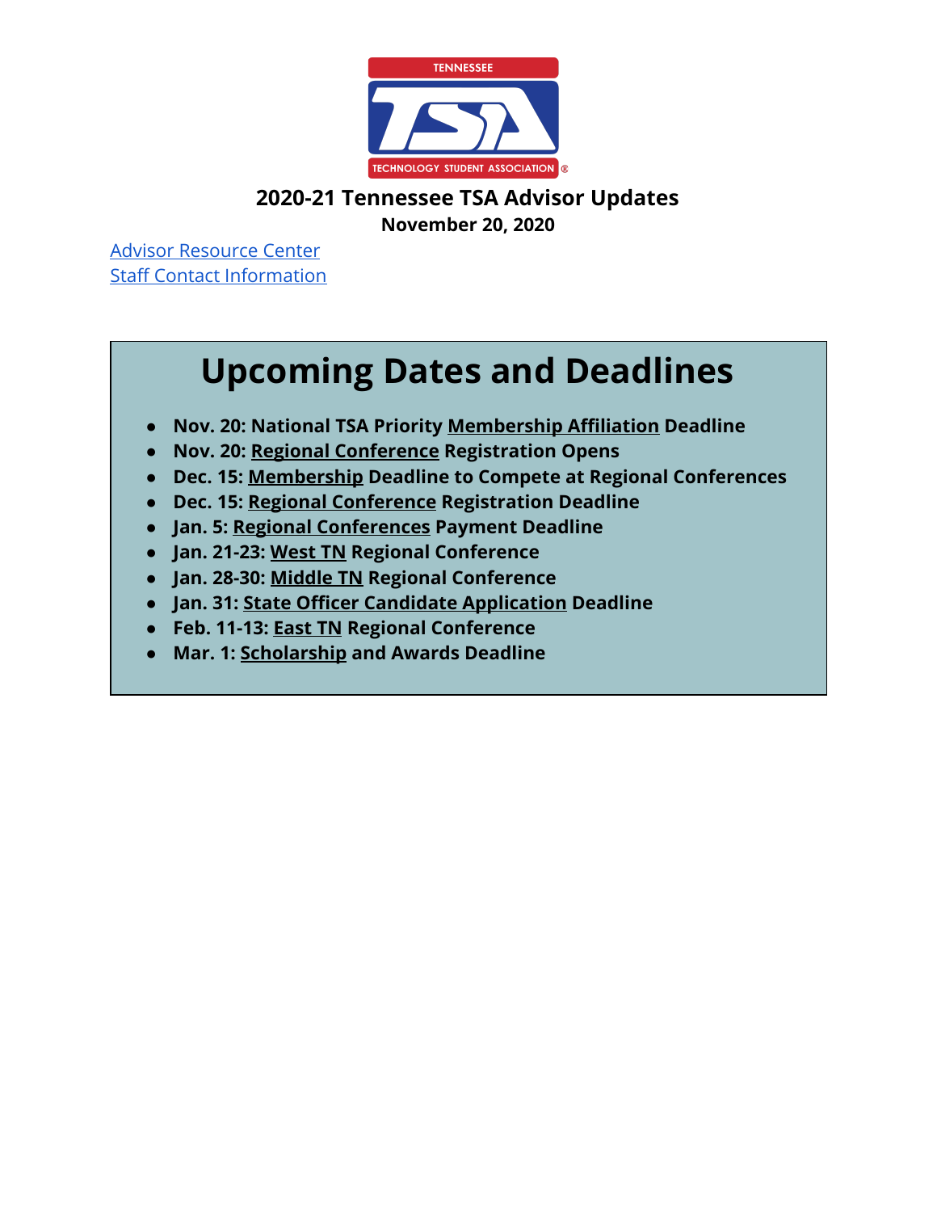**2020-21 Tennessee TSA Advisor Updates**
**November 20, 2020**

Advisor Resource Center
Staff Contact Information

# Upcoming Dates and Deadlines

- **Nov. 20: National TSA Priority Membership Affiliation Deadline**
- **Nov. 20: Regional Conference Registration Opens**
- **Dec. 15: Membership Deadline to Compete at Regional Conferences**
- **Dec. 15: Regional Conference Registration Deadline**
- **Jan. 5: Regional Conferences Payment Deadline**
- **Jan. 21-23: West TN Regional Conference**
- **Jan. 28-30: Middle TN Regional Conference**
- **Jan. 31: State Officer Candidate Application Deadline**
- **Feb. 11-13: East TN Regional Conference**
- **Mar. 1: Scholarship and Awards Deadline**